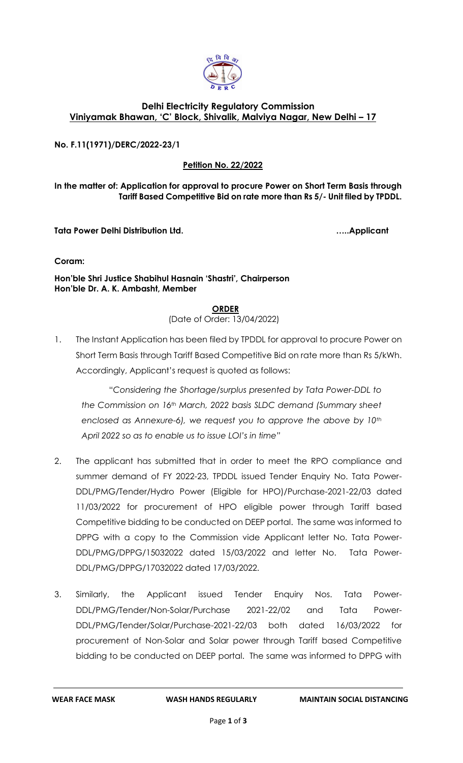## Delhi Electricity Regulatory Commission

## Viniyamak Bhawan, 'C' Block, Shivalik, Malviya Nagar, New Delhi – 17

**No. F.11(1971)/DERC/2022-23/1**

**Petition No. 22/2022**

**In the matter of: Application for approval to procure Power on Short Term Basis through Tariff Based Competitive Bid on rate more than Rs 5/- Unit filed by TPDDL.**

**Tata Power Delhi Distribution Ltd. …..Applicant**

**Coram:**

**Hon'ble Shri Justice Shabihul Hasnain 'Shastri', Chairperson**
**Hon'ble Dr. A. K. Ambasht, Member**

**ORDER**

(Date of Order: 13/04/2022)

1. The Instant Application has been filed by TPDDL for approval to procure Power on Short Term Basis through Tariff Based Competitive Bid on rate more than Rs 5/kWh. Accordingly, Applicant's request is quoted as follows:

   "*Considering the Shortage/surplus presented by Tata Power-DDL to the Commission on 16th March, 2022 basis SLDC demand (Summary sheet enclosed as Annexure-6), we request you to approve the above by 10th April 2022 so as to enable us to issue LOI's in time*"

2. The applicant has submitted that in order to meet the RPO compliance and summer demand of FY 2022-23, TPDDL issued Tender Enquiry No. Tata Power-DDL/PMG/Tender/Hydro Power (Eligible for HPO)/Purchase-2021-22/03 dated 11/03/2022 for procurement of HPO eligible power through Tariff based Competitive bidding to be conducted on DEEP portal. The same was informed to DPPG with a copy to the Commission vide Applicant letter No. Tata Power-DDL/PMG/DPPG/15032022 dated 15/03/2022 and letter No. Tata Power-DDL/PMG/DPPG/17032022 dated 17/03/2022.

3. Similarly, the Applicant issued Tender Enquiry Nos. Tata Power-DDL/PMG/Tender/Non-Solar/Purchase 2021-22/02 and Tata Power-DDL/PMG/Tender/Solar/Purchase-2021-22/03 both dated 16/03/2022 for procurement of Non-Solar and Solar power through Tariff based Competitive bidding to be conducted on DEEP portal. The same was informed to DPPG with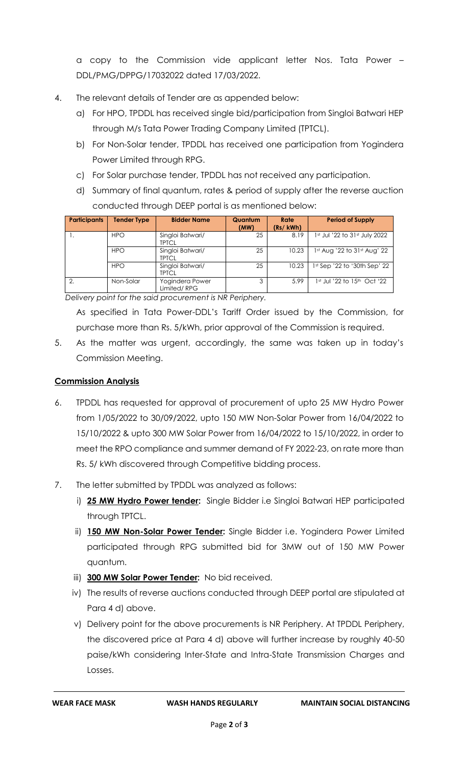a copy to the Commission vide applicant letter Nos. Tata Power – DDL/PMG/DPPG/17032022 dated 17/03/2022.

4. The relevant details of Tender are as appended below:
   a) For HPO, TPDDL has received single bid/participation from Singloi Batwari HEP through M/s Tata Power Trading Company Limited (TPTCL).
   b) For Non-Solar tender, TPDDL has received one participation from Yogindera Power Limited through RPG.
   c) For Solar purchase tender, TPDDL has not received any participation.
   d) Summary of final quantum, rates & period of supply after the reverse auction conducted through DEEP portal is as mentioned below:

| Participants | Tender Type | Bidder Name | Quantum (MW) | Rate (Rs/ kWh) | Period of Supply |
|---|---|---|---|---|---|
| 1. | HPO | Singloi Batwari/ TPTCL | 25 | 8.19 | 1st Jul '22 to 31st July 2022 |
| | HPO | Singloi Batwari/ TPTCL | 25 | 10.23 | 1st Aug '22 to 31st Aug' 22 |
| | HPO | Singloi Batwari/ TPTCL | 25 | 10.23 | 1st Sep '22 to '30th Sep' 22 |
| 2. | Non-Solar | Yogindera Power Limited/ RPG | 3 | 5.99 | 1st Jul '22 to 15th Oct '22 |

*Delivery point for the said procurement is NR Periphery.*

As specified in Tata Power-DDL's Tariff Order issued by the Commission, for purchase more than Rs. 5/kWh, prior approval of the Commission is required.

5. As the matter was urgent, accordingly, the same was taken up in today's Commission Meeting.

**Commission Analysis**

6. TPDDL has requested for approval of procurement of upto 25 MW Hydro Power from 1/05/2022 to 30/09/2022, upto 150 MW Non-Solar Power from 16/04/2022 to 15/10/2022 & upto 300 MW Solar Power from 16/04/2022 to 15/10/2022, in order to meet the RPO compliance and summer demand of FY 2022-23, on rate more than Rs. 5/ kWh discovered through Competitive bidding process.

7. The letter submitted by TPDDL was analyzed as follows:
   i) **25 MW Hydro Power tender:** Single Bidder i.e Singloi Batwari HEP participated through TPTCL.
   ii) **150 MW Non-Solar Power Tender:** Single Bidder i.e. Yogindera Power Limited participated through RPG submitted bid for 3MW out of 150 MW Power quantum.
   iii) **300 MW Solar Power Tender:** No bid received.
   iv) The results of reverse auctions conducted through DEEP portal are stipulated at Para 4 d) above.
   v) Delivery point for the above procurements is NR Periphery. At TPDDL Periphery, the discovered price at Para 4 d) above will further increase by roughly 40-50 paise/kWh considering Inter-State and Intra-State Transmission Charges and Losses.

WEAR FACE MASK WASH HANDS REGULARLY MAINTAIN SOCIAL DISTANCING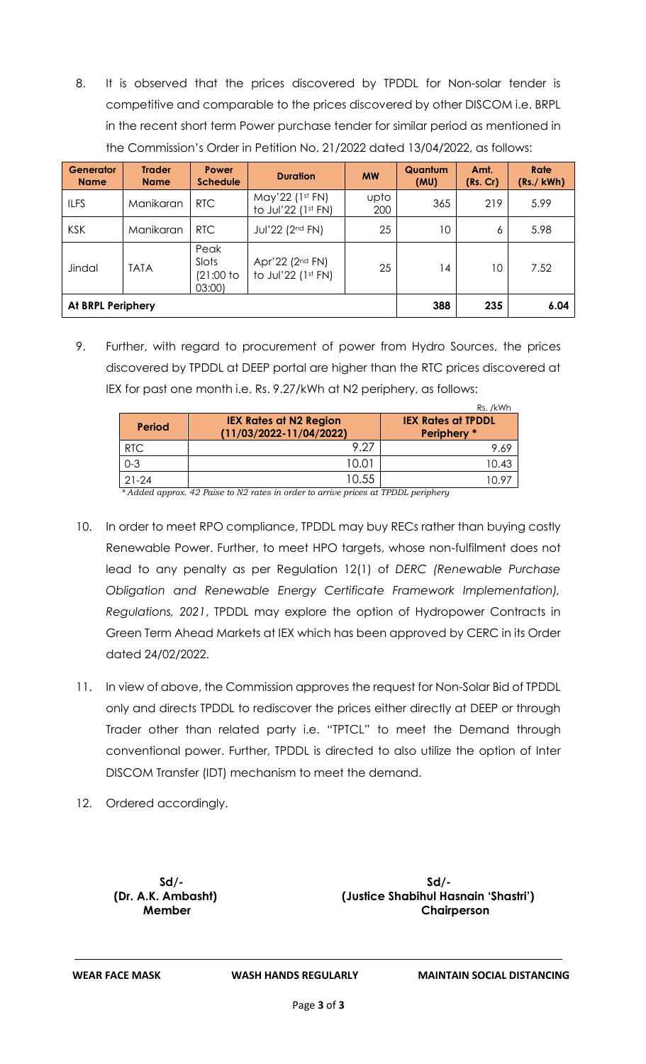8. It is observed that the prices discovered by TPDDL for Non-solar tender is competitive and comparable to the prices discovered by other DISCOM i.e. BRPL in the recent short term Power purchase tender for similar period as mentioned in the Commission's Order in Petition No. 21/2022 dated 13/04/2022, as follows:

| Generator Name | Trader Name | Power Schedule | Duration | MW | Quantum (MU) | Amt. (Rs. Cr) | Rate (Rs./ kWh) |
|---|---|---|---|---|---|---|---|
| ILFS | Manikaran | RTC | May'22 (1st FN) to Jul'22 (1st FN) | upto 200 | 365 | 219 | 5.99 |
| KSK | Manikaran | RTC | Jul'22 (2nd FN) | 25 | 10 | 6 | 5.98 |
| Jindal | TATA | Peak Slots (21:00 to 03:00) | Apr'22 (2nd FN) to Jul'22 (1st FN) | 25 | 14 | 10 | 7.52 |
| **At BRPL Periphery** | | | | | **388** | **235** | **6.04** |

9. Further, with regard to procurement of power from Hydro Sources, the prices discovered by TPDDL at DEEP portal are higher than the RTC prices discovered at IEX for past one month i.e. Rs. 9.27/kWh at N2 periphery, as follows:

Rs. /kWh

| Period | IEX Rates at N2 Region (11/03/2022-11/04/2022) | IEX Rates at TPDDL Periphery * |
|---|---|---|
| RTC | 9.27 | 9.69 |
| 0-3 | 10.01 | 10.43 |
| 21-24 | 10.55 | 10.97 |

*\* Added approx. 42 Paise to N2 rates in order to arrive prices at TPDDL periphery*

10. In order to meet RPO compliance, TPDDL may buy RECs rather than buying costly Renewable Power. Further, to meet HPO targets, whose non-fulfilment does not lead to any penalty as per Regulation 12(1) of *DERC (Renewable Purchase Obligation and Renewable Energy Certificate Framework Implementation), Regulations, 2021*, TPDDL may explore the option of Hydropower Contracts in Green Term Ahead Markets at IEX which has been approved by CERC in its Order dated 24/02/2022.

11. In view of above, the Commission approves the request for Non-Solar Bid of TPDDL only and directs TPDDL to rediscover the prices either directly at DEEP or through Trader other than related party i.e. "TPTCL" to meet the Demand through conventional power. Further, TPDDL is directed to also utilize the option of Inter DISCOM Transfer (IDT) mechanism to meet the demand.

12. Ordered accordingly.

**Sd/-**
**(Dr. A.K. Ambasht)**
**Member**

**Sd/-**
**(Justice Shabihul Hasnain 'Shastri')**
**Chairperson**

**WEAR FACE MASK** **WASH HANDS REGULARLY** **MAINTAIN SOCIAL DISTANCING**